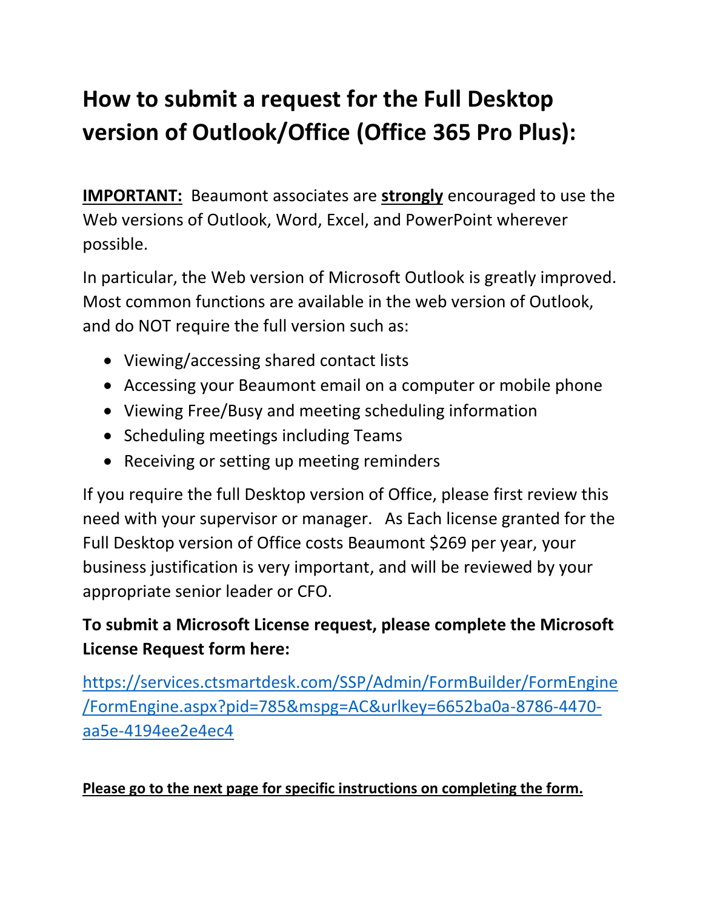# How to submit a request for the Full Desktop version of Outlook/Office (Office 365 Pro Plus):

**IMPORTANT:** Beaumont associates are **strongly** encouraged to use the Web versions of Outlook, Word, Excel, and PowerPoint wherever possible.

In particular, the Web version of Microsoft Outlook is greatly improved. Most common functions are available in the web version of Outlook, and do NOT require the full version such as:

- Viewing/accessing shared contact lists
- Accessing your Beaumont email on a computer or mobile phone
- Viewing Free/Busy and meeting scheduling information
- Scheduling meetings including Teams
- Receiving or setting up meeting reminders

If you require the full Desktop version of Office, please first review this need with your supervisor or manager. As Each license granted for the Full Desktop version of Office costs Beaumont $269 per year, your business justification is very important, and will be reviewed by your appropriate senior leader or CFO.

**To submit a Microsoft License request, please complete the Microsoft License Request form here:**

https://services.ctsmartdesk.com/SSP/Admin/FormBuilder/FormEngine/FormEngine.aspx?pid=785&mspg=AC&urlkey=6652ba0a-8786-4470-aa5e-4194ee2e4ec4

**Please go to the next page for specific instructions on completing the form.**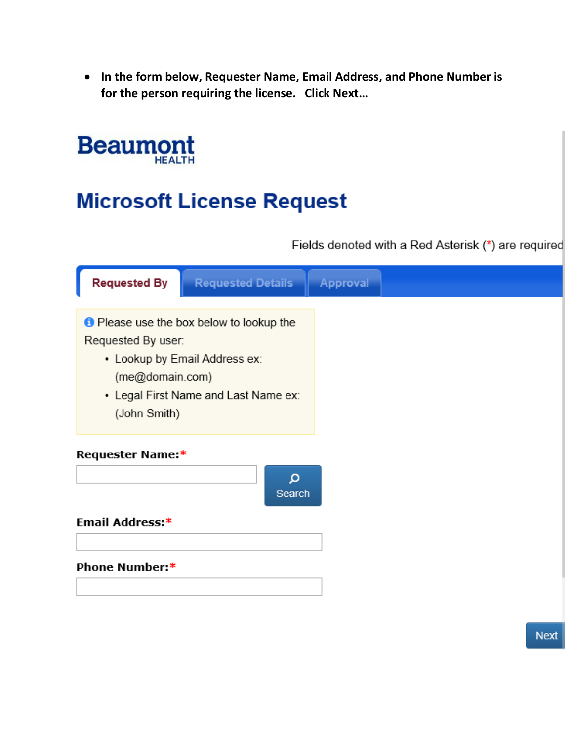- **In the form below, Requester Name, Email Address, and Phone Number is for the person requiring the license. Click Next…**

Beaumont
HEALTH

# Microsoft License Request

Fields denoted with a Red Asterisk (*) are required

Requested By | Requested Details | Approval

Please use the box below to lookup the Requested By user:

- Lookup by Email Address ex: (me@domain.com)
- Legal First Name and Last Name ex: (John Smith)

**Requester Name:***

Search

**Email Address:***

**Phone Number:***

Next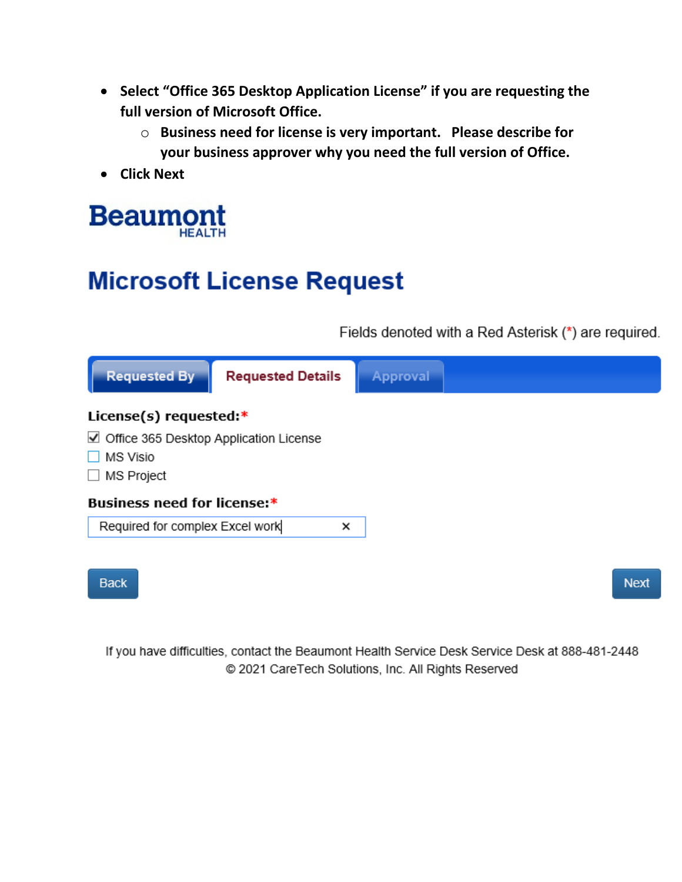- **Select "Office 365 Desktop Application License" if you are requesting the full version of Microsoft Office.**
  - **Business need for license is very important. Please describe for your business approver why you need the full version of Office.**
- **Click Next**

Beaumont
HEALTH

# Microsoft License Request

Fields denoted with a Red Asterisk (*) are required.

Requested By | Requested Details | Approval

**License(s) requested:***

- [x] Office 365 Desktop Application License
- [ ] MS Visio
- [ ] MS Project

**Business need for license:***

Required for complex Excel work

Back | Next

If you have difficulties, contact the Beaumont Health Service Desk Service Desk at 888-481-2448
© 2021 CareTech Solutions, Inc. All Rights Reserved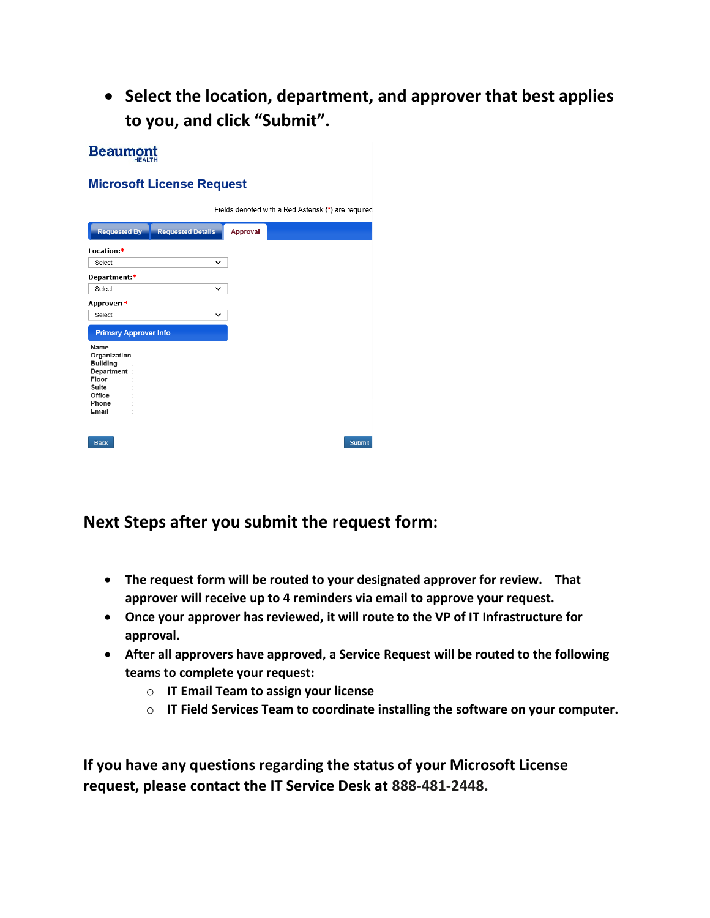- **Select the location, department, and approver that best applies to you, and click "Submit".**

Beaumont HEALTH

Microsoft License Request

Fields denoted with a Red Asterisk (*) are required

Requested By | Requested Details | Approval

Location:*

Select

Department:*

Select

Approver:*

Select

Primary Approver Info

Name :
Organization :
Building :
Department :
Floor :
Suite :
Office :
Phone :
Email :

Back

Submit

## Next Steps after you submit the request form:

- **The request form will be routed to your designated approver for review. That approver will receive up to 4 reminders via email to approve your request.**
- **Once your approver has reviewed, it will route to the VP of IT Infrastructure for approval.**
- **After all approvers have approved, a Service Request will be routed to the following teams to complete your request:**
  - **IT Email Team to assign your license**
  - **IT Field Services Team to coordinate installing the software on your computer.**

**If you have any questions regarding the status of your Microsoft License request, please contact the IT Service Desk at 888-481-2448.**